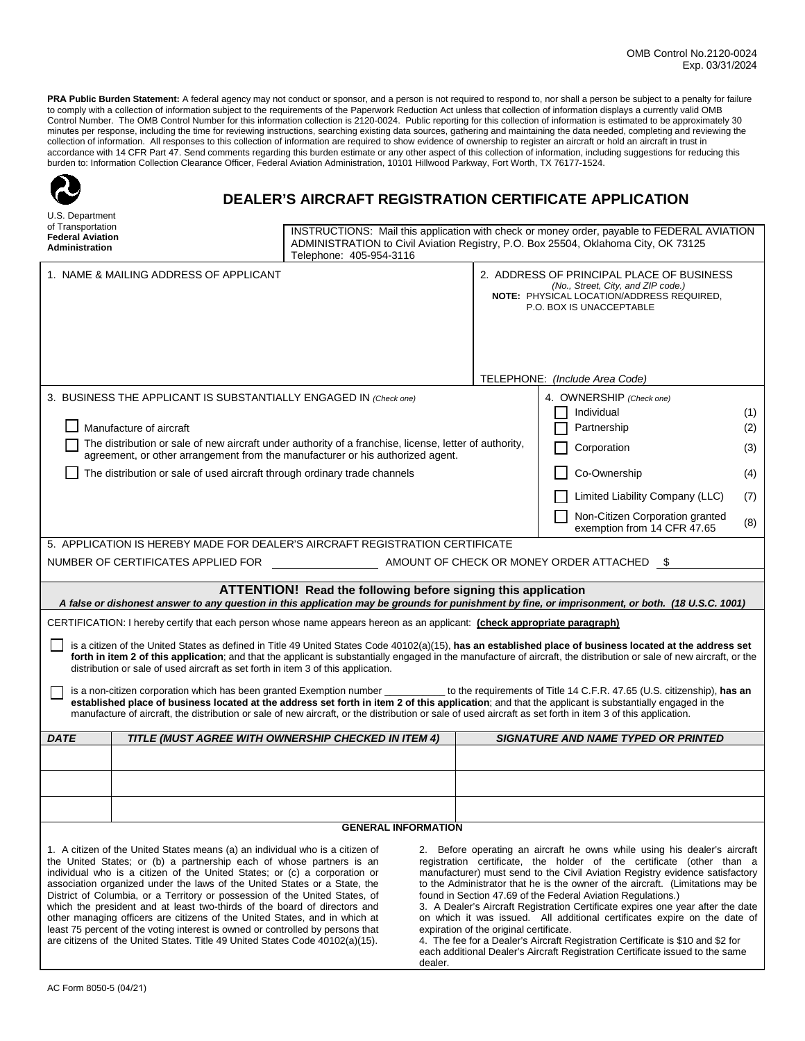OMB Control No.2120-0024
Exp. 03/31/2024

**PRA Public Burden Statement:** A federal agency may not conduct or sponsor, and a person is not required to respond to, nor shall a person be subject to a penalty for failure to comply with a collection of information subject to the requirements of the Paperwork Reduction Act unless that collection of information displays a currently valid OMB Control Number. The OMB Control Number for this information collection is 2120-0024. Public reporting for this collection of information is estimated to be approximately 30 minutes per response, including the time for reviewing instructions, searching existing data sources, gathering and maintaining the data needed, completing and reviewing the collection of information. All responses to this collection of information are required to show evidence of ownership to register an aircraft or hold an aircraft in trust in accordance with 14 CFR Part 47. Send comments regarding this burden estimate or any other aspect of this collection of information, including suggestions for reducing this burden to: Information Collection Clearance Officer, Federal Aviation Administration, 10101 Hillwood Parkway, Fort Worth, TX 76177-1524.

U.S. Department of Transportation
**Federal Aviation Administration**

# DEALER'S AIRCRAFT REGISTRATION CERTIFICATE APPLICATION

INSTRUCTIONS: Mail this application with check or money order, payable to FEDERAL AVIATION ADMINISTRATION to Civil Aviation Registry, P.O. Box 25504, Oklahoma City, OK 73125
Telephone: 405-954-3116

1. NAME & MAILING ADDRESS OF APPLICANT

2. ADDRESS OF PRINCIPAL PLACE OF BUSINESS
*(No., Street, City, and ZIP code.)*
**NOTE:** PHYSICAL LOCATION/ADDRESS REQUIRED, P.O. BOX IS UNACCEPTABLE

TELEPHONE: *(Include Area Code)*

3. BUSINESS THE APPLICANT IS SUBSTANTIALLY ENGAGED IN *(Check one)*

- ☐ Manufacture of aircraft
- ☐ The distribution or sale of new aircraft under authority of a franchise, license, letter of authority, agreement, or other arrangement from the manufacturer or his authorized agent.
- ☐ The distribution or sale of used aircraft through ordinary trade channels

4. OWNERSHIP *(Check one)*

- ☐ Individual (1)
- ☐ Partnership (2)
- ☐ Corporation (3)
- ☐ Co-Ownership (4)
- ☐ Limited Liability Company (LLC) (7)
- ☐ Non-Citizen Corporation granted exemption from 14 CFR 47.65 (8)

5. APPLICATION IS HEREBY MADE FOR DEALER'S AIRCRAFT REGISTRATION CERTIFICATE

NUMBER OF CERTIFICATES APPLIED FOR ______________ AMOUNT OF CHECK OR MONEY ORDER ATTACHED $ ______________

**ATTENTION! Read the following before signing this application**

***A false or dishonest answer to any question in this application may be grounds for punishment by fine, or imprisonment, or both. (18 U.S.C. 1001)***

CERTIFICATION: I hereby certify that each person whose name appears hereon as an applicant: **(check appropriate paragraph)**

☐ is a citizen of the United States as defined in Title 49 United States Code 40102(a)(15), **has an established place of business located at the address set forth in item 2 of this application**; and that the applicant is substantially engaged in the manufacture of aircraft, the distribution or sale of new aircraft, or the distribution or sale of used aircraft as set forth in item 3 of this application.

☐ is a non-citizen corporation which has been granted Exemption number __________ to the requirements of Title 14 C.F.R. 47.65 (U.S. citizenship), **has an established place of business located at the address set forth in item 2 of this application**; and that the applicant is substantially engaged in the manufacture of aircraft, the distribution or sale of new aircraft, or the distribution or sale of used aircraft as set forth in item 3 of this application.

| ***DATE*** | ***TITLE (MUST AGREE WITH OWNERSHIP CHECKED IN ITEM 4)*** | ***SIGNATURE AND NAME TYPED OR PRINTED*** |
|---|---|---|
| | | |
| | | |
| | | |

**GENERAL INFORMATION**

1. A citizen of the United States means (a) an individual who is a citizen of the United States; or (b) a partnership each of whose partners is an individual who is a citizen of the United States; or (c) a corporation or association organized under the laws of the United States or a State, the District of Columbia, or a Territory or possession of the United States, of which the president and at least two-thirds of the board of directors and other managing officers are citizens of the United States, and in which at least 75 percent of the voting interest is owned or controlled by persons that are citizens of the United States. Title 49 United States Code 40102(a)(15).

2. Before operating an aircraft he owns while using his dealer's aircraft registration certificate, the holder of the certificate (other than a manufacturer) must send to the Civil Aviation Registry evidence satisfactory to the Administrator that he is the owner of the aircraft. (Limitations may be found in Section 47.69 of the Federal Aviation Regulations.)

3. A Dealer's Aircraft Registration Certificate expires one year after the date on which it was issued. All additional certificates expire on the date of expiration of the original certificate.

4. The fee for a Dealer's Aircraft Registration Certificate is $10 and $2 for each additional Dealer's Aircraft Registration Certificate issued to the same dealer.

AC Form 8050-5 (04/21)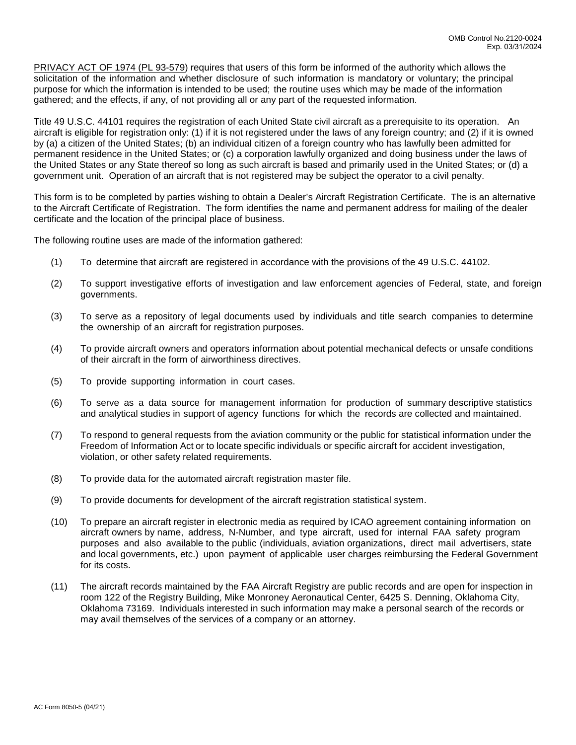OMB Control No.2120-0024
Exp. 03/31/2024

PRIVACY ACT OF 1974 (PL 93-579) requires that users of this form be informed of the authority which allows the solicitation of the information and whether disclosure of such information is mandatory or voluntary; the principal purpose for which the information is intended to be used; the routine uses which may be made of the information gathered; and the effects, if any, of not providing all or any part of the requested information.

Title 49 U.S.C. 44101 requires the registration of each United State civil aircraft as a prerequisite to its operation. An aircraft is eligible for registration only: (1) if it is not registered under the laws of any foreign country; and (2) if it is owned by (a) a citizen of the United States; (b) an individual citizen of a foreign country who has lawfully been admitted for permanent residence in the United States; or (c) a corporation lawfully organized and doing business under the laws of the United States or any State thereof so long as such aircraft is based and primarily used in the United States; or (d) a government unit. Operation of an aircraft that is not registered may be subject the operator to a civil penalty.

This form is to be completed by parties wishing to obtain a Dealer's Aircraft Registration Certificate. The is an alternative to the Aircraft Certificate of Registration. The form identifies the name and permanent address for mailing of the dealer certificate and the location of the principal place of business.

The following routine uses are made of the information gathered:

(1) To determine that aircraft are registered in accordance with the provisions of the 49 U.S.C. 44102.

(2) To support investigative efforts of investigation and law enforcement agencies of Federal, state, and foreign governments.

(3) To serve as a repository of legal documents used by individuals and title search companies to determine the ownership of an aircraft for registration purposes.

(4) To provide aircraft owners and operators information about potential mechanical defects or unsafe conditions of their aircraft in the form of airworthiness directives.

(5) To provide supporting information in court cases.

(6) To serve as a data source for management information for production of summary descriptive statistics and analytical studies in support of agency functions for which the records are collected and maintained.

(7) To respond to general requests from the aviation community or the public for statistical information under the Freedom of Information Act or to locate specific individuals or specific aircraft for accident investigation, violation, or other safety related requirements.

(8) To provide data for the automated aircraft registration master file.

(9) To provide documents for development of the aircraft registration statistical system.

(10) To prepare an aircraft register in electronic media as required by ICAO agreement containing information on aircraft owners by name, address, N-Number, and type aircraft, used for internal FAA safety program purposes and also available to the public (individuals, aviation organizations, direct mail advertisers, state and local governments, etc.) upon payment of applicable user charges reimbursing the Federal Government for its costs.

(11) The aircraft records maintained by the FAA Aircraft Registry are public records and are open for inspection in room 122 of the Registry Building, Mike Monroney Aeronautical Center, 6425 S. Denning, Oklahoma City, Oklahoma 73169. Individuals interested in such information may make a personal search of the records or may avail themselves of the services of a company or an attorney.

AC Form 8050-5 (04/21)